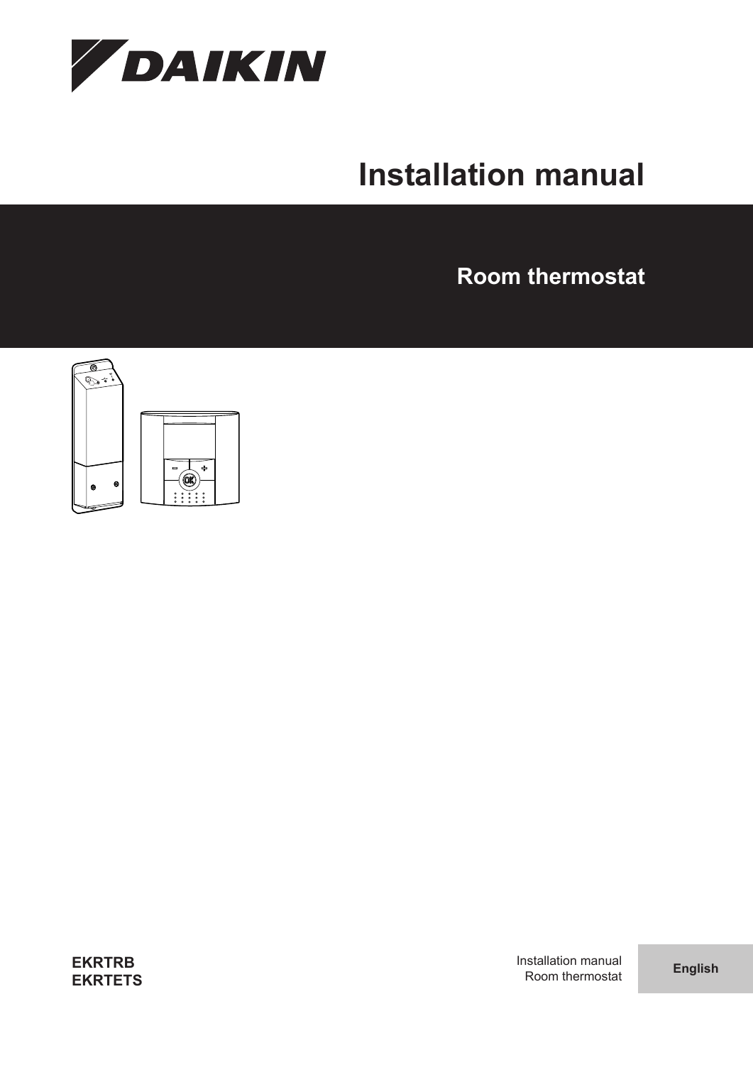# Installation manual

## Room thermostat

**EKRTRB**
**EKRTETS**

Installation manual
Room thermostat

**English**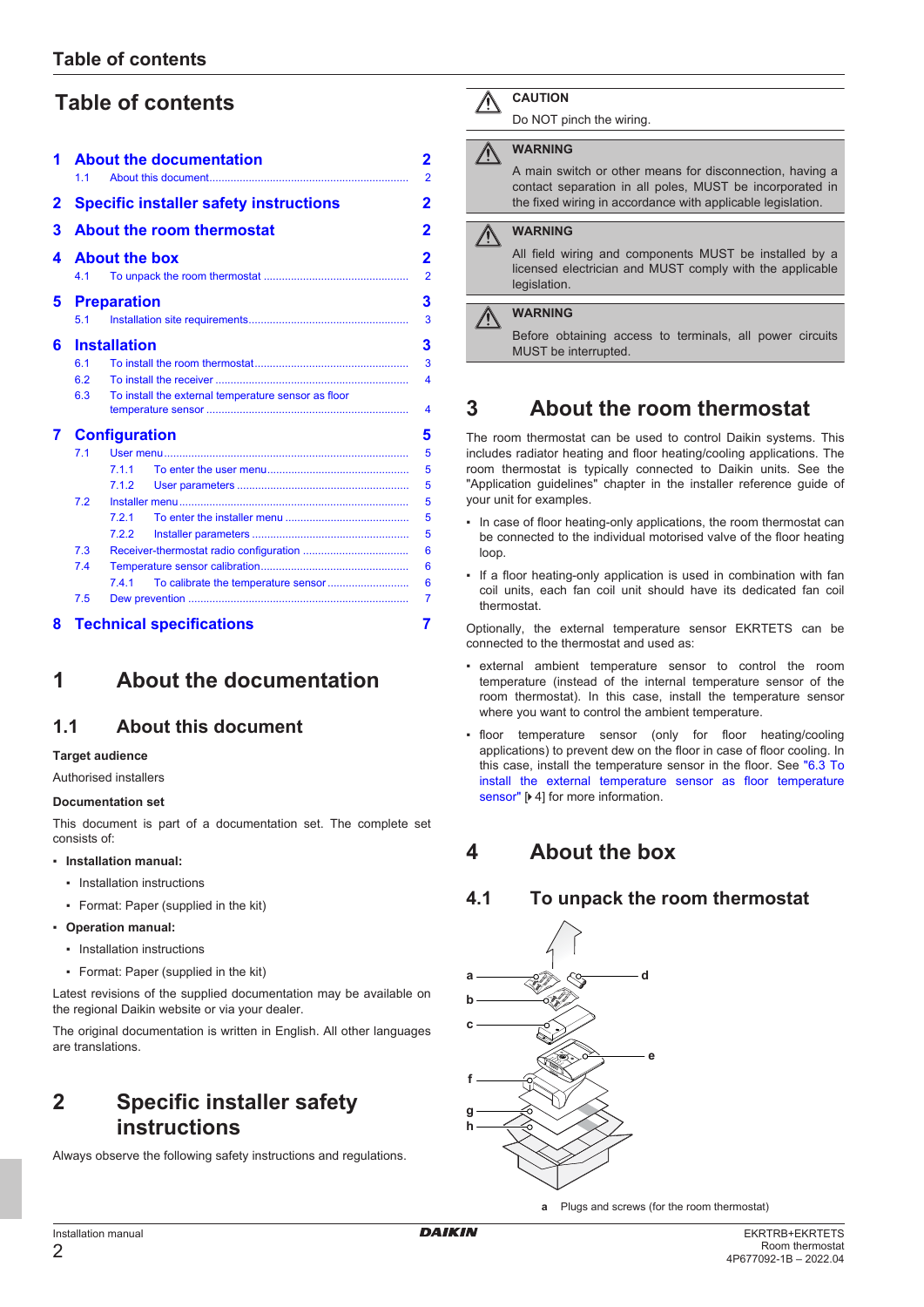# Table of contents

| | | |
|---|---|---|
| **1** | **About the documentation** | **2** |
| 1.1 | About this document | 2 |
| **2** | **Specific installer safety instructions** | **2** |
| **3** | **About the room thermostat** | **2** |
| **4** | **About the box** | **2** |
| 4.1 | To unpack the room thermostat | 2 |
| **5** | **Preparation** | **3** |
| 5.1 | Installation site requirements | 3 |
| **6** | **Installation** | **3** |
| 6.1 | To install the room thermostat | 3 |
| 6.2 | To install the receiver | 4 |
| 6.3 | To install the external temperature sensor as floor temperature sensor | 4 |
| **7** | **Configuration** | **5** |
| 7.1 | User menu | 5 |
| 7.1.1 | To enter the user menu | 5 |
| 7.1.2 | User parameters | 5 |
| 7.2 | Installer menu | 5 |
| 7.2.1 | To enter the installer menu | 5 |
| 7.2.2 | Installer parameters | 5 |
| 7.3 | Receiver-thermostat radio configuration | 6 |
| 7.4 | Temperature sensor calibration | 6 |
| 7.4.1 | To calibrate the temperature sensor | 6 |
| 7.5 | Dew prevention | 7 |
| **8** | **Technical specifications** | **7** |

# 1 About the documentation

## 1.1 About this document

**Target audience**

Authorised installers

**Documentation set**

This document is part of a documentation set. The complete set consists of:

- **Installation manual:**
  - Installation instructions
  - Format: Paper (supplied in the kit)
- **Operation manual:**
  - Installation instructions
  - Format: Paper (supplied in the kit)

Latest revisions of the supplied documentation may be available on the regional Daikin website or via your dealer.

The original documentation is written in English. All other languages are translations.

# 2 Specific installer safety instructions

Always observe the following safety instructions and regulations.

> **CAUTION**
>
> Do NOT pinch the wiring.

> **WARNING**
>
> A main switch or other means for disconnection, having a contact separation in all poles, MUST be incorporated in the fixed wiring in accordance with applicable legislation.

> **WARNING**
>
> All field wiring and components MUST be installed by a licensed electrician and MUST comply with the applicable legislation.

> **WARNING**
>
> Before obtaining access to terminals, all power circuits MUST be interrupted.

# 3 About the room thermostat

The room thermostat can be used to control Daikin systems. This includes radiator heating and floor heating/cooling applications. The room thermostat is typically connected to Daikin units. See the "Application guidelines" chapter in the installer reference guide of your unit for examples.

- In case of floor heating-only applications, the room thermostat can be connected to the individual motorised valve of the floor heating loop.
- If a floor heating-only application is used in combination with fan coil units, each fan coil unit should have its dedicated fan coil thermostat.

Optionally, the external temperature sensor EKRTETS can be connected to the thermostat and used as:

- external ambient temperature sensor to control the room temperature (instead of the internal temperature sensor of the room thermostat). In this case, install the temperature sensor where you want to control the ambient temperature.
- floor temperature sensor (only for floor heating/cooling applications) to prevent dew on the floor in case of floor cooling. In this case, install the temperature sensor in the floor. See "6.3 To install the external temperature sensor as floor temperature sensor" [▶ 4] for more information.

# 4 About the box

## 4.1 To unpack the room thermostat

**a** Plugs and screws (for the room thermostat)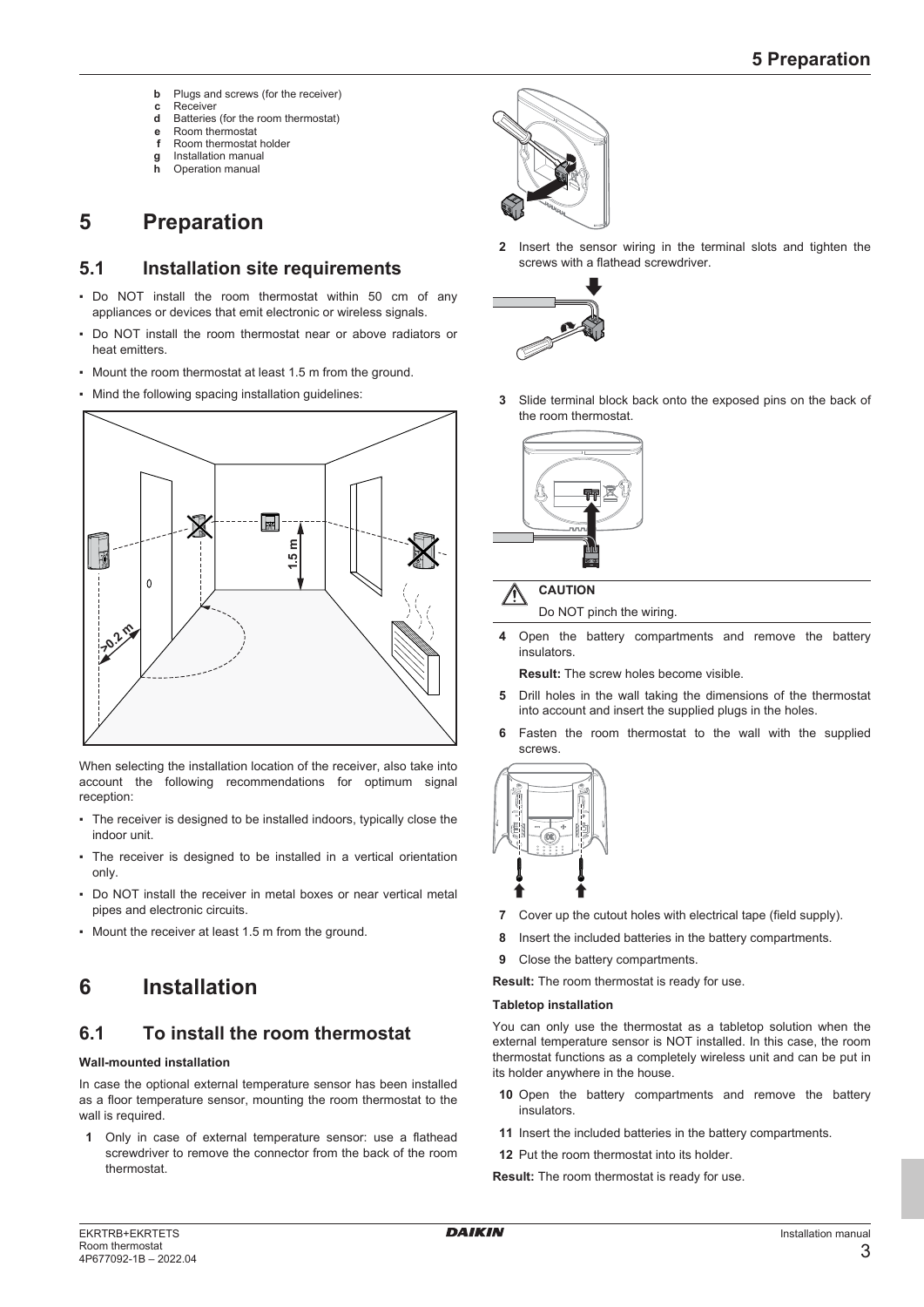- **b** Plugs and screws (for the receiver)
- **c** Receiver
- **d** Batteries (for the room thermostat)
- **e** Room thermostat
- **f** Room thermostat holder
- **g** Installation manual
- **h** Operation manual

# 5 Preparation

## 5.1 Installation site requirements

- Do NOT install the room thermostat within 50 cm of any appliances or devices that emit electronic or wireless signals.
- Do NOT install the room thermostat near or above radiators or heat emitters.
- Mount the room thermostat at least 1.5 m from the ground.
- Mind the following spacing installation guidelines:

When selecting the installation location of the receiver, also take into account the following recommendations for optimum signal reception:

- The receiver is designed to be installed indoors, typically close the indoor unit.
- The receiver is designed to be installed in a vertical orientation only.
- Do NOT install the receiver in metal boxes or near vertical metal pipes and electronic circuits.
- Mount the receiver at least 1.5 m from the ground.

# 6 Installation

## 6.1 To install the room thermostat

**Wall-mounted installation**

In case the optional external temperature sensor has been installed as a floor temperature sensor, mounting the room thermostat to the wall is required.

1. Only in case of external temperature sensor: use a flathead screwdriver to remove the connector from the back of the room thermostat.
2. Insert the sensor wiring in the terminal slots and tighten the screws with a flathead screwdriver.
3. Slide terminal block back onto the exposed pins on the back of the room thermostat.

> **CAUTION**
>
> Do NOT pinch the wiring.

4. Open the battery compartments and remove the battery insulators.

   **Result:** The screw holes become visible.
5. Drill holes in the wall taking the dimensions of the thermostat into account and insert the supplied plugs in the holes.
6. Fasten the room thermostat to the wall with the supplied screws.
7. Cover up the cutout holes with electrical tape (field supply).
8. Insert the included batteries in the battery compartments.
9. Close the battery compartments.

**Result:** The room thermostat is ready for use.

**Tabletop installation**

You can only use the thermostat as a tabletop solution when the external temperature sensor is NOT installed. In this case, the room thermostat functions as a completely wireless unit and can be put in its holder anywhere in the house.

10. Open the battery compartments and remove the battery insulators.
11. Insert the included batteries in the battery compartments.
12. Put the room thermostat into its holder.

**Result:** The room thermostat is ready for use.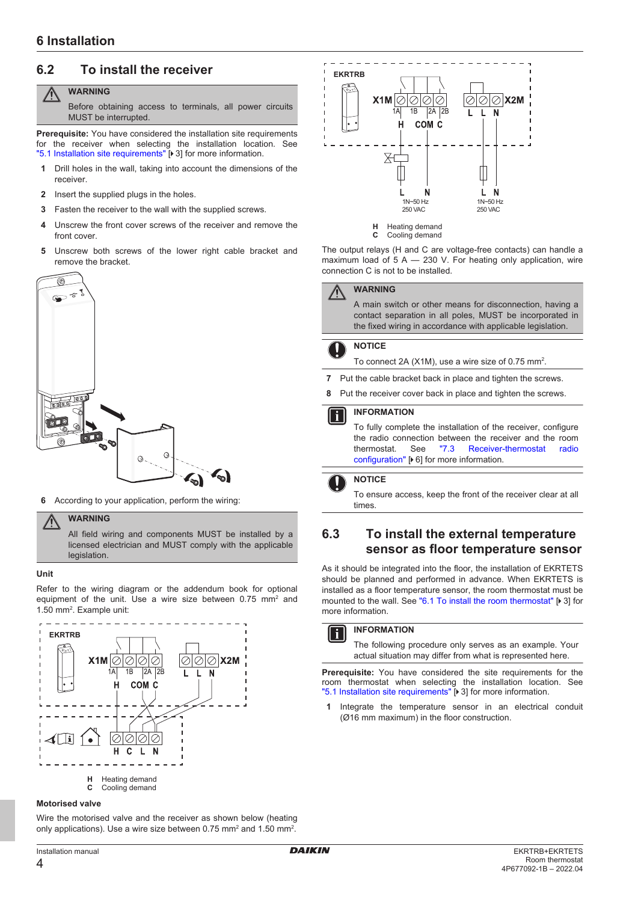## 6.2 To install the receiver

> **WARNING**
>
> Before obtaining access to terminals, all power circuits MUST be interrupted.

**Prerequisite:** You have considered the installation site requirements for the receiver when selecting the installation location. See "5.1 Installation site requirements" [▶ 3] for more information.

1. Drill holes in the wall, taking into account the dimensions of the receiver.
2. Insert the supplied plugs in the holes.
3. Fasten the receiver to the wall with the supplied screws.
4. Unscrew the front cover screws of the receiver and remove the front cover.
5. Unscrew both screws of the lower right cable bracket and remove the bracket.

6. According to your application, perform the wiring:

> **WARNING**
>
> All field wiring and components MUST be installed by a licensed electrician and MUST comply with the applicable legislation.

**Unit**

Refer to the wiring diagram or the addendum book for optional equipment of the unit. Use a wire size between 0.75 mm² and 1.50 mm². Example unit:

EKRTRB

X1M 1A 1B 2A 2B — H COM C

X2M L L N

H C L N

**H** Heating demand
**C** Cooling demand

**Motorised valve**

Wire the motorised valve and the receiver as shown below (heating only applications). Use a wire size between 0.75 mm² and 1.50 mm².

EKRTRB

X1M 1A 1B 2A 2B — H COM C

X2M L L N

L N 1N~50 Hz 250 VAC

L N 1N~50 Hz 250 VAC

**H** Heating demand
**C** Cooling demand

The output relays (H and C are voltage-free contacts) can handle a maximum load of 5 A — 230 V. For heating only application, wire connection C is not to be installed.

> **WARNING**
>
> A main switch or other means for disconnection, having a contact separation in all poles, MUST be incorporated in the fixed wiring in accordance with applicable legislation.

> **NOTICE**
>
> To connect 2A (X1M), use a wire size of 0.75 mm².

7. Put the cable bracket back in place and tighten the screws.
8. Put the receiver cover back in place and tighten the screws.

> **INFORMATION**
>
> To fully complete the installation of the receiver, configure the radio connection between the receiver and the room thermostat. See "7.3 Receiver-thermostat radio configuration" [▶ 6] for more information.

> **NOTICE**
>
> To ensure access, keep the front of the receiver clear at all times.

## 6.3 To install the external temperature sensor as floor temperature sensor

As it should be integrated into the floor, the installation of EKRTETS should be planned and performed in advance. When EKRTETS is installed as a floor temperature sensor, the room thermostat must be mounted to the wall. See "6.1 To install the room thermostat" [▶ 3] for more information.

> **INFORMATION**
>
> The following procedure only serves as an example. Your actual situation may differ from what is represented here.

**Prerequisite:** You have considered the site requirements for the room thermostat when selecting the installation location. See "5.1 Installation site requirements" [▶ 3] for more information.

1. Integrate the temperature sensor in an electrical conduit (Ø16 mm maximum) in the floor construction.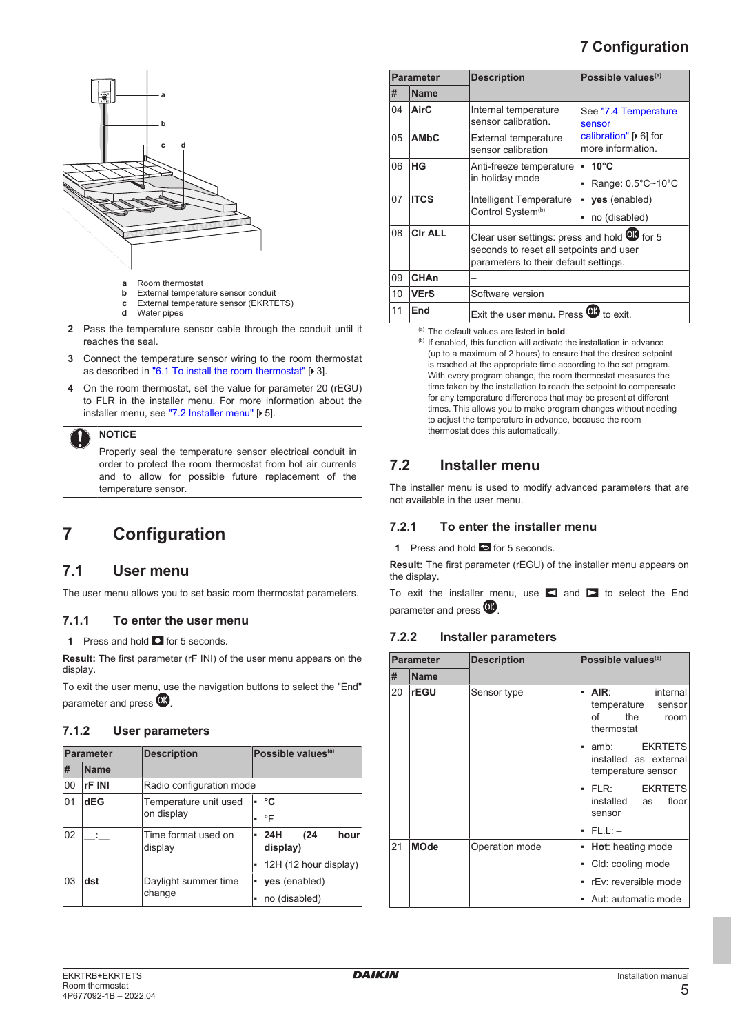a Room thermostat
b External temperature sensor conduit
c External temperature sensor (EKRTETS)
d Water pipes

2 Pass the temperature sensor cable through the conduit until it reaches the seal.

3 Connect the temperature sensor wiring to the room thermostat as described in "6.1 To install the room thermostat" [▶ 3].

4 On the room thermostat, set the value for parameter 20 (rEGU) to FLR in the installer menu. For more information about the installer menu, see "7.2 Installer menu" [▶ 5].

**NOTICE**

Properly seal the temperature sensor electrical conduit in order to protect the room thermostat from hot air currents and to allow for possible future replacement of the temperature sensor.

# 7 Configuration

## 7.1 User menu

The user menu allows you to set basic room thermostat parameters.

### 7.1.1 To enter the user menu

1 Press and hold ◘ for 5 seconds.

**Result:** The first parameter (rF INI) of the user menu appears on the display.

To exit the user menu, use the navigation buttons to select the "End" parameter and press OK.

### 7.1.2 User parameters

| Parameter | | Description | Possible values[a] |
|---|---|---|---|
| # | Name | | |
| 00 | **rF INI** | Radio configuration mode | |
| 01 | **dEG** | Temperature unit used on display | • **°C**<br>• °F |
| 02 | __:__ | Time format used on display | • **24H (24 hour display)**<br>• 12H (12 hour display) |
| 03 | **dst** | Daylight summer time change | • **yes** (enabled)<br>• no (disabled) |
| 04 | **AirC** | Internal temperature sensor calibration. | See "7.4 Temperature sensor calibration" [▶ 6] for more information. |
| 05 | **AMbC** | External temperature sensor calibration | |
| 06 | **HG** | Anti-freeze temperature in holiday mode | • **10°C**<br>• Range: 0.5°C~10°C |
| 07 | **ITCS** | Intelligent Temperature Control System[b] | • **yes** (enabled)<br>• no (disabled) |
| 08 | **Clr ALL** | Clear user settings: press and hold OK for 5 seconds to reset all setpoints and user parameters to their default settings. | |
| 09 | **CHAn** | – | |
| 10 | **VErS** | Software version | |
| 11 | **End** | Exit the user menu. Press OK to exit. | |

(a) The default values are listed in **bold**.

(b) If enabled, this function will activate the installation in advance (up to a maximum of 2 hours) to ensure that the desired setpoint is reached at the appropriate time according to the set program. With every program change, the room thermostat measures the time taken by the installation to reach the setpoint to compensate for any temperature differences that may be present at different times. This allows you to make program changes without needing to adjust the temperature in advance, because the room thermostat does this automatically.

## 7.2 Installer menu

The installer menu is used to modify advanced parameters that are not available in the user menu.

### 7.2.1 To enter the installer menu

1 Press and hold ⮌ for 5 seconds.

**Result:** The first parameter (rEGU) of the installer menu appears on the display.

To exit the installer menu, use ◄ and ► to select the End parameter and press OK.

### 7.2.2 Installer parameters

| Parameter | | Description | Possible values[a] |
|---|---|---|---|
| # | Name | | |
| 20 | **rEGU** | Sensor type | • **AIR**: internal temperature sensor of the room thermostat<br>• amb: EKRTETS installed as external temperature sensor<br>• FLR: EKRTETS installed as floor sensor<br>• FL.L: – |
| 21 | **MOde** | Operation mode | • **Hot**: heating mode<br>• Cld: cooling mode<br>• rEv: reversible mode<br>• Aut: automatic mode |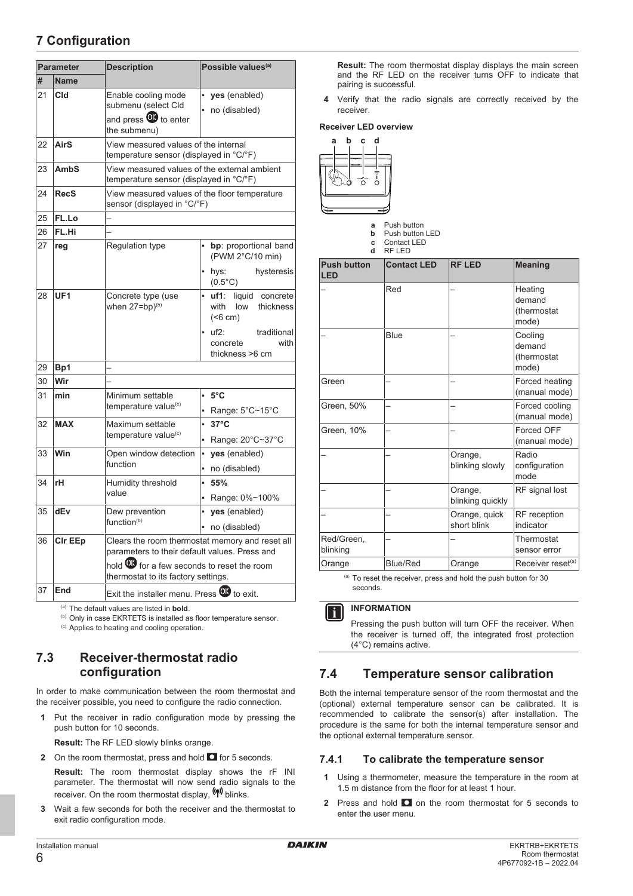## 7 Configuration

| Parameter | | Description | Possible values[(a)] |
|---|---|---|---|
| # | Name | | |
| 21 | Cld | Enable cooling mode submenu (select Cld and press OK to enter the submenu) | • **yes** (enabled)<br>• no (disabled) |
| 22 | AirS | View measured values of the internal temperature sensor (displayed in °C/°F) | |
| 23 | AmbS | View measured values of the external ambient temperature sensor (displayed in °C/°F) | |
| 24 | RecS | View measured values of the floor temperature sensor (displayed in °C/°F) | |
| 25 | FL.Lo | – | |
| 26 | FL.Hi | – | |
| 27 | reg | Regulation type | • **bp**: proportional band (PWM 2°C/10 min)<br>• hys: hysteresis (0.5°C) |
| 28 | UF1 | Concrete type (use when 27=bp)[(b)] | • **uf1**: liquid concrete with low thickness (<6 cm)<br>• uf2: traditional concrete with thickness >6 cm |
| 29 | Bp1 | – | |
| 30 | Wir | – | |
| 31 | min | Minimum settable temperature value[(c)] | • **5°C**<br>• Range: 5°C~15°C |
| 32 | MAX | Maximum settable temperature value[(c)] | • **37°C**<br>• Range: 20°C~37°C |
| 33 | Win | Open window detection function | • **yes** (enabled)<br>• no (disabled) |
| 34 | rH | Humidity threshold value | • **55%**<br>• Range: 0%~100% |
| 35 | dEv | Dew prevention function[(b)] | • **yes** (enabled)<br>• no (disabled) |
| 36 | Clr EEp | Clears the room thermostat memory and reset all parameters to their default values. Press and hold OK for a few seconds to reset the room thermostat to its factory settings. | |
| 37 | End | Exit the installer menu. Press OK to exit. | |

(a) The default values are listed in **bold**.
(b) Only in case EKRTETS is installed as floor temperature sensor.
(c) Applies to heating and cooling operation.

## 7.3 Receiver-thermostat radio configuration

In order to make communication between the room thermostat and the receiver possible, you need to configure the radio connection.

1. Put the receiver in radio configuration mode by pressing the push button for 10 seconds.

   **Result:** The RF LED slowly blinks orange.

2. On the room thermostat, press and hold ▣ for 5 seconds.

   **Result:** The room thermostat display shows the rF INI parameter. The thermostat will now send radio signals to the receiver. On the room thermostat display, (•) blinks.

3. Wait a few seconds for both the receiver and the thermostat to exit radio configuration mode.

   **Result:** The room thermostat display displays the main screen and the RF LED on the receiver turns OFF to indicate that pairing is successful.

4. Verify that the radio signals are correctly received by the receiver.

**Receiver LED overview**

- **a** Push button
- **b** Push button LED
- **c** Contact LED
- **d** RF LED

| Push button LED | Contact LED | RF LED | Meaning |
|---|---|---|---|
| – | Red | – | Heating demand (thermostat mode) |
| – | Blue | – | Cooling demand (thermostat mode) |
| Green | – | – | Forced heating (manual mode) |
| Green, 50% | – | – | Forced cooling (manual mode) |
| Green, 10% | – | – | Forced OFF (manual mode) |
| – | – | Orange, blinking slowly | Radio configuration mode |
| – | – | Orange, blinking quickly | RF signal lost |
| – | – | Orange, quick short blink | RF reception indicator |
| Red/Green, blinking | – | – | Thermostat sensor error |
| Orange | Blue/Red | Orange | Receiver reset[(a)] |

(a) To reset the receiver, press and hold the push button for 30 seconds.

> **INFORMATION**
>
> Pressing the push button will turn OFF the receiver. When the receiver is turned off, the integrated frost protection (4°C) remains active.

## 7.4 Temperature sensor calibration

Both the internal temperature sensor of the room thermostat and the (optional) external temperature sensor can be calibrated. It is recommended to calibrate the sensor(s) after installation. The procedure is the same for both the internal temperature sensor and the optional external temperature sensor.

### 7.4.1 To calibrate the temperature sensor

1. Using a thermometer, measure the temperature in the room at 1.5 m distance from the floor for at least 1 hour.
2. Press and hold ▣ on the room thermostat for 5 seconds to enter the user menu.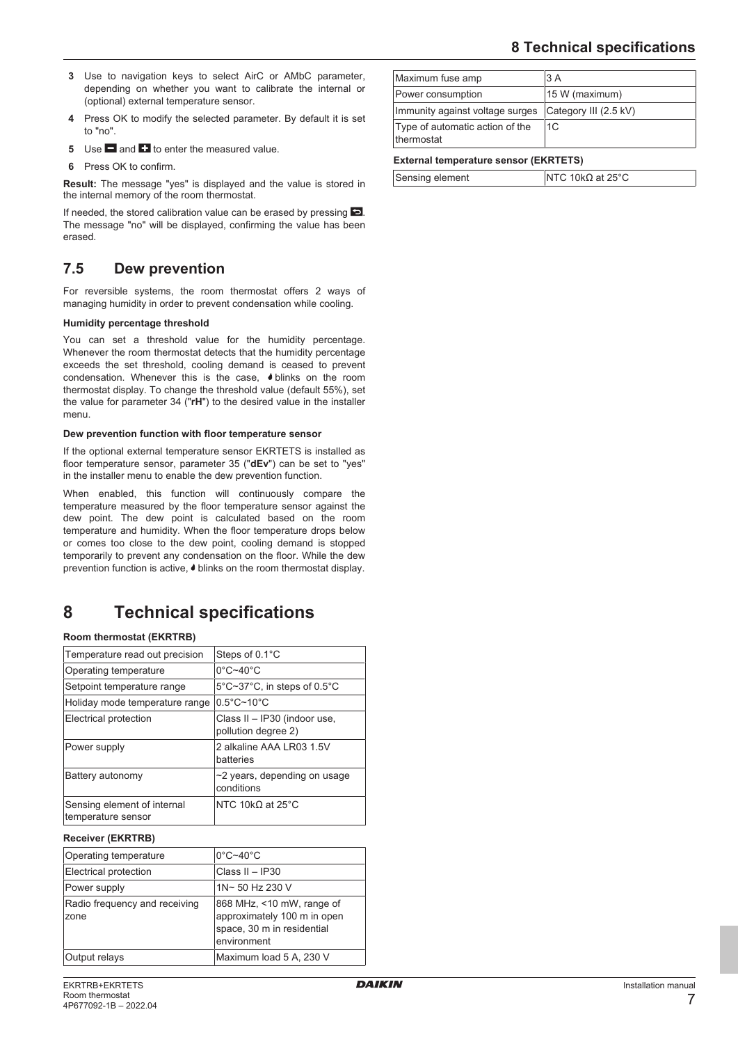3. Use to navigation keys to select AirC or AMbC parameter, depending on whether you want to calibrate the internal or (optional) external temperature sensor.
4. Press OK to modify the selected parameter. By default it is set to "no".
5. Use ▬ and ✚ to enter the measured value.
6. Press OK to confirm.

**Result:** The message "yes" is displayed and the value is stored in the internal memory of the room thermostat.

If needed, the stored calibration value can be erased by pressing ⮌. The message "no" will be displayed, confirming the value has been erased.

## 7.5 Dew prevention

For reversible systems, the room thermostat offers 2 ways of managing humidity in order to prevent condensation while cooling.

**Humidity percentage threshold**

You can set a threshold value for the humidity percentage. Whenever the room thermostat detects that the humidity percentage exceeds the set threshold, cooling demand is ceased to prevent condensation. Whenever this is the case, 💧 blinks on the room thermostat display. To change the threshold value (default 55%), set the value for parameter 34 ("**rH**") to the desired value in the installer menu.

**Dew prevention function with floor temperature sensor**

If the optional external temperature sensor EKRTETS is installed as floor temperature sensor, parameter 35 ("**dEv**") can be set to "yes" in the installer menu to enable the dew prevention function.

When enabled, this function will continuously compare the temperature measured by the floor temperature sensor against the dew point. The dew point is calculated based on the room temperature and humidity. When the floor temperature drops below or comes too close to the dew point, cooling demand is stopped temporarily to prevent any condensation on the floor. While the dew prevention function is active, 💧 blinks on the room thermostat display.

# 8 Technical specifications

**Room thermostat (EKRTRB)**

| | |
|---|---|
| Temperature read out precision | Steps of 0.1°C |
| Operating temperature | 0°C~40°C |
| Setpoint temperature range | 5°C~37°C, in steps of 0.5°C |
| Holiday mode temperature range | 0.5°C~10°C |
| Electrical protection | Class II – IP30 (indoor use, pollution degree 2) |
| Power supply | 2 alkaline AAA LR03 1.5V batteries |
| Battery autonomy | ~2 years, depending on usage conditions |
| Sensing element of internal temperature sensor | NTC 10kΩ at 25°C |

**Receiver (EKRTRB)**

| | |
|---|---|
| Operating temperature | 0°C~40°C |
| Electrical protection | Class II – IP30 |
| Power supply | 1N~ 50 Hz 230 V |
| Radio frequency and receiving zone | 868 MHz, <10 mW, range of approximately 100 m in open space, 30 m in residential environment |
| Output relays | Maximum load 5 A, 230 V |
| Maximum fuse amp | 3 A |
| Power consumption | 15 W (maximum) |
| Immunity against voltage surges | Category III (2.5 kV) |
| Type of automatic action of the thermostat | 1C |

**External temperature sensor (EKRTETS)**

| | |
|---|---|
| Sensing element | NTC 10kΩ at 25°C |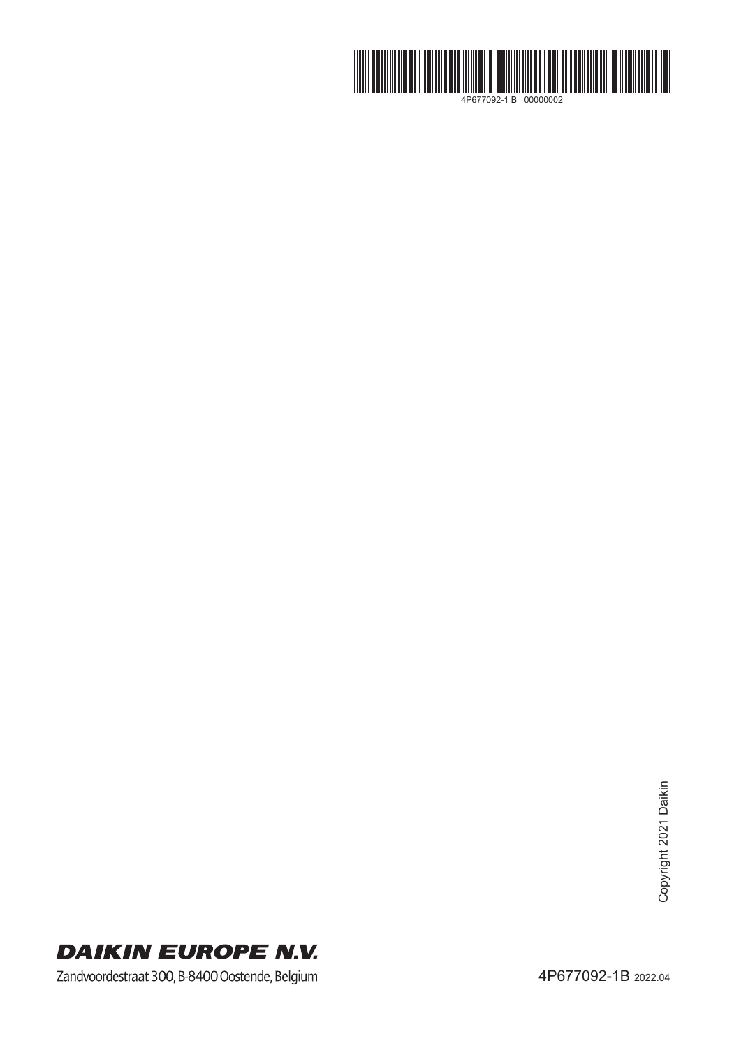4P677092-1 B 00000002

Copyright 2021 Daikin

**DAIKIN EUROPE N.V.**

Zandvoordestraat 300, B-8400 Oostende, Belgium

4P677092-1B 2022.04